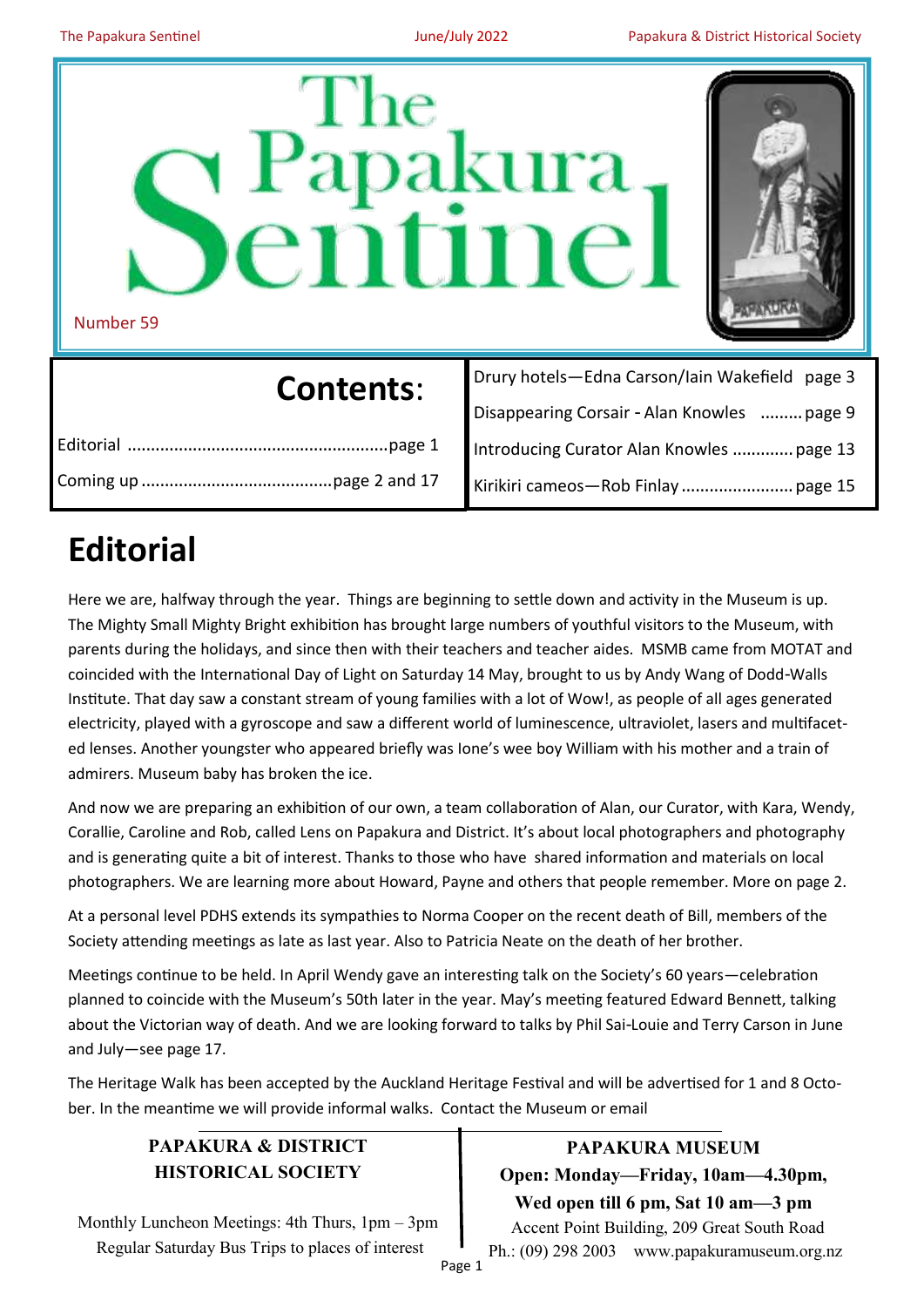# The Papakura Sentinel

Number 59

## Contents:

| | |
|---|---|
| Editorial | page 1 |
| Coming up | page 2 and 17 |
| Drury hotels—Edna Carson/Iain Wakefield | page 3 |
| Disappearing Corsair - Alan Knowles | page 9 |
| Introducing Curator Alan Knowles | page 13 |
| Kirikiri cameos—Rob Finlay | page 15 |

# Editorial

Here we are, halfway through the year. Things are beginning to settle down and activity in the Museum is up. The Mighty Small Mighty Bright exhibition has brought large numbers of youthful visitors to the Museum, with parents during the holidays, and since then with their teachers and teacher aides. MSMB came from MOTAT and coincided with the International Day of Light on Saturday 14 May, brought to us by Andy Wang of Dodd-Walls Institute. That day saw a constant stream of young families with a lot of Wow!, as people of all ages generated electricity, played with a gyroscope and saw a different world of luminescence, ultraviolet, lasers and multifaceted lenses. Another youngster who appeared briefly was Ione's wee boy William with his mother and a train of admirers. Museum baby has broken the ice.

And now we are preparing an exhibition of our own, a team collaboration of Alan, our Curator, with Kara, Wendy, Corallie, Caroline and Rob, called Lens on Papakura and District. It's about local photographers and photography and is generating quite a bit of interest. Thanks to those who have shared information and materials on local photographers. We are learning more about Howard, Payne and others that people remember. More on page 2.

At a personal level PDHS extends its sympathies to Norma Cooper on the recent death of Bill, members of the Society attending meetings as late as last year. Also to Patricia Neate on the death of her brother.

Meetings continue to be held. In April Wendy gave an interesting talk on the Society's 60 years—celebration planned to coincide with the Museum's 50th later in the year. May's meeting featured Edward Bennett, talking about the Victorian way of death. And we are looking forward to talks by Phil Sai-Louie and Terry Carson in June and July—see page 17.

The Heritage Walk has been accepted by the Auckland Heritage Festival and will be advertised for 1 and 8 October. In the meantime we will provide informal walks. Contact the Museum or email

**PAPAKURA & DISTRICT HISTORICAL SOCIETY**

Monthly Luncheon Meetings: 4th Thurs, 1pm – 3pm
Regular Saturday Bus Trips to places of interest

**PAPAKURA MUSEUM**
**Open: Monday—Friday, 10am—4.30pm, Wed open till 6 pm, Sat 10 am—3 pm**
Accent Point Building, 209 Great South Road
Ph.: (09) 298 2003 www.papakuramuseum.org.nz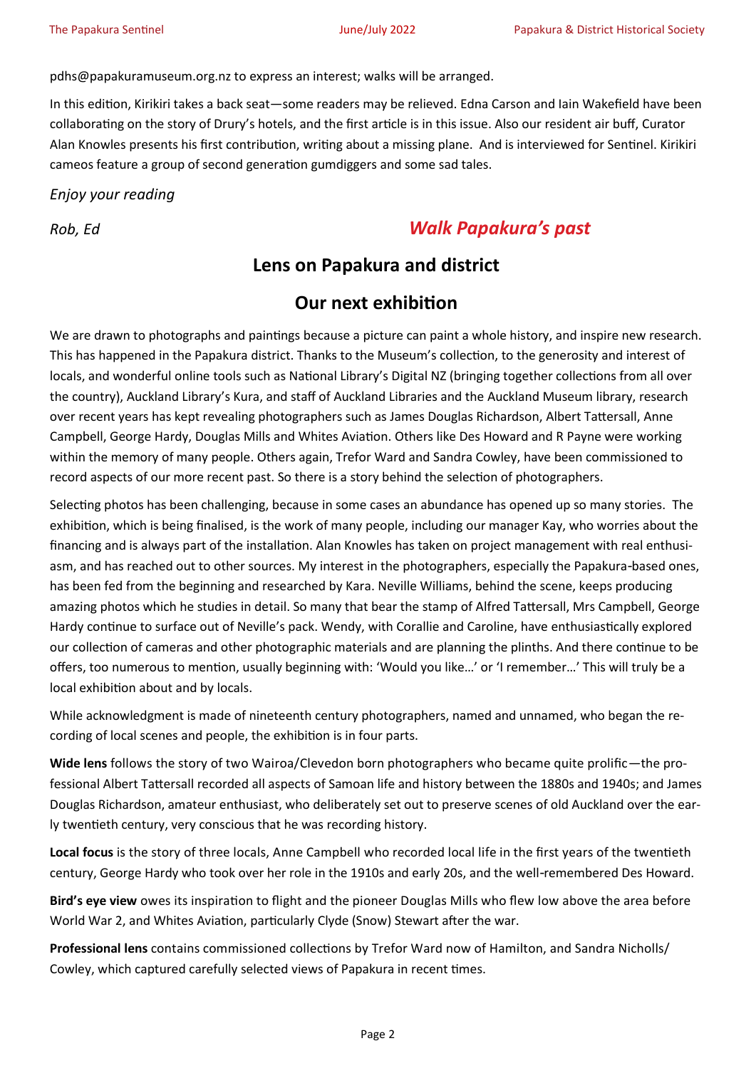pdhs@papakuramuseum.org.nz to express an interest; walks will be arranged.

In this edition, Kirikiri takes a back seat—some readers may be relieved. Edna Carson and Iain Wakefield have been collaborating on the story of Drury's hotels, and the first article is in this issue. Also our resident air buff, Curator Alan Knowles presents his first contribution, writing about a missing plane. And is interviewed for Sentinel. Kirikiri cameos feature a group of second generation gumdiggers and some sad tales.

*Enjoy your reading*

*Rob, Ed*

## *Walk Papakura's past*

## Lens on Papakura and district

## Our next exhibition

We are drawn to photographs and paintings because a picture can paint a whole history, and inspire new research. This has happened in the Papakura district. Thanks to the Museum's collection, to the generosity and interest of locals, and wonderful online tools such as National Library's Digital NZ (bringing together collections from all over the country), Auckland Library's Kura, and staff of Auckland Libraries and the Auckland Museum library, research over recent years has kept revealing photographers such as James Douglas Richardson, Albert Tattersall, Anne Campbell, George Hardy, Douglas Mills and Whites Aviation. Others like Des Howard and R Payne were working within the memory of many people. Others again, Trefor Ward and Sandra Cowley, have been commissioned to record aspects of our more recent past. So there is a story behind the selection of photographers.

Selecting photos has been challenging, because in some cases an abundance has opened up so many stories. The exhibition, which is being finalised, is the work of many people, including our manager Kay, who worries about the financing and is always part of the installation. Alan Knowles has taken on project management with real enthusiasm, and has reached out to other sources. My interest in the photographers, especially the Papakura-based ones, has been fed from the beginning and researched by Kara. Neville Williams, behind the scene, keeps producing amazing photos which he studies in detail. So many that bear the stamp of Alfred Tattersall, Mrs Campbell, George Hardy continue to surface out of Neville's pack. Wendy, with Corallie and Caroline, have enthusiastically explored our collection of cameras and other photographic materials and are planning the plinths. And there continue to be offers, too numerous to mention, usually beginning with: 'Would you like…' or 'I remember…' This will truly be a local exhibition about and by locals.

While acknowledgment is made of nineteenth century photographers, named and unnamed, who began the recording of local scenes and people, the exhibition is in four parts.

**Wide lens** follows the story of two Wairoa/Clevedon born photographers who became quite prolific—the professional Albert Tattersall recorded all aspects of Samoan life and history between the 1880s and 1940s; and James Douglas Richardson, amateur enthusiast, who deliberately set out to preserve scenes of old Auckland over the early twentieth century, very conscious that he was recording history.

**Local focus** is the story of three locals, Anne Campbell who recorded local life in the first years of the twentieth century, George Hardy who took over her role in the 1910s and early 20s, and the well-remembered Des Howard.

**Bird's eye view** owes its inspiration to flight and the pioneer Douglas Mills who flew low above the area before World War 2, and Whites Aviation, particularly Clyde (Snow) Stewart after the war.

**Professional lens** contains commissioned collections by Trefor Ward now of Hamilton, and Sandra Nicholls/Cowley, which captured carefully selected views of Papakura in recent times.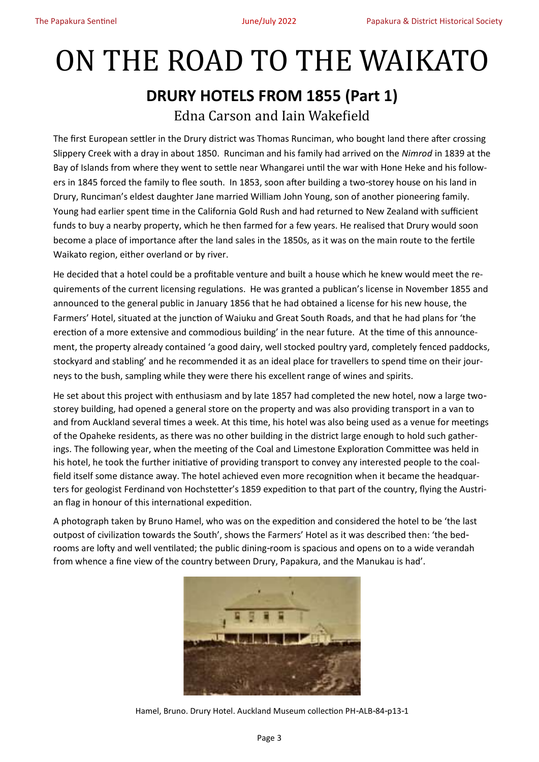# ON THE ROAD TO THE WAIKATO

## DRURY HOTELS FROM 1855 (Part 1)

Edna Carson and Iain Wakefield

The first European settler in the Drury district was Thomas Runciman, who bought land there after crossing Slippery Creek with a dray in about 1850. Runciman and his family had arrived on the *Nimrod* in 1839 at the Bay of Islands from where they went to settle near Whangarei until the war with Hone Heke and his followers in 1845 forced the family to flee south. In 1853, soon after building a two-storey house on his land in Drury, Runciman's eldest daughter Jane married William John Young, son of another pioneering family. Young had earlier spent time in the California Gold Rush and had returned to New Zealand with sufficient funds to buy a nearby property, which he then farmed for a few years. He realised that Drury would soon become a place of importance after the land sales in the 1850s, as it was on the main route to the fertile Waikato region, either overland or by river.

He decided that a hotel could be a profitable venture and built a house which he knew would meet the requirements of the current licensing regulations. He was granted a publican's license in November 1855 and announced to the general public in January 1856 that he had obtained a license for his new house, the Farmers' Hotel, situated at the junction of Waiuku and Great South Roads, and that he had plans for 'the erection of a more extensive and commodious building' in the near future. At the time of this announcement, the property already contained 'a good dairy, well stocked poultry yard, completely fenced paddocks, stockyard and stabling' and he recommended it as an ideal place for travellers to spend time on their journeys to the bush, sampling while they were there his excellent range of wines and spirits.

He set about this project with enthusiasm and by late 1857 had completed the new hotel, now a large two-storey building, had opened a general store on the property and was also providing transport in a van to and from Auckland several times a week. At this time, his hotel was also being used as a venue for meetings of the Opaheke residents, as there was no other building in the district large enough to hold such gatherings. The following year, when the meeting of the Coal and Limestone Exploration Committee was held in his hotel, he took the further initiative of providing transport to convey any interested people to the coalfield itself some distance away. The hotel achieved even more recognition when it became the headquarters for geologist Ferdinand von Hochstetter's 1859 expedition to that part of the country, flying the Austrian flag in honour of this international expedition.

A photograph taken by Bruno Hamel, who was on the expedition and considered the hotel to be 'the last outpost of civilization towards the South', shows the Farmers' Hotel as it was described then: 'the bedrooms are lofty and well ventilated; the public dining-room is spacious and opens on to a wide verandah from whence a fine view of the country between Drury, Papakura, and the Manukau is had'.

Hamel, Bruno. Drury Hotel. Auckland Museum collection PH-ALB-84-p13-1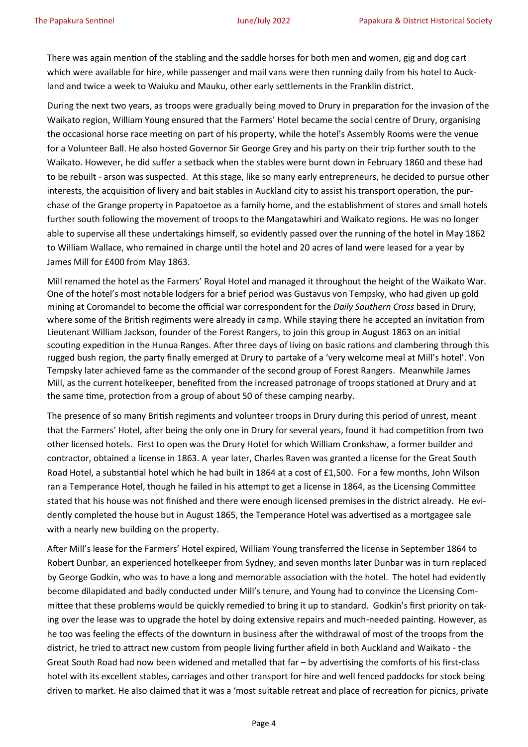There was again mention of the stabling and the saddle horses for both men and women, gig and dog cart which were available for hire, while passenger and mail vans were then running daily from his hotel to Auckland and twice a week to Waiuku and Mauku, other early settlements in the Franklin district.

During the next two years, as troops were gradually being moved to Drury in preparation for the invasion of the Waikato region, William Young ensured that the Farmers' Hotel became the social centre of Drury, organising the occasional horse race meeting on part of his property, while the hotel's Assembly Rooms were the venue for a Volunteer Ball. He also hosted Governor Sir George Grey and his party on their trip further south to the Waikato. However, he did suffer a setback when the stables were burnt down in February 1860 and these had to be rebuilt - arson was suspected. At this stage, like so many early entrepreneurs, he decided to pursue other interests, the acquisition of livery and bait stables in Auckland city to assist his transport operation, the purchase of the Grange property in Papatoetoe as a family home, and the establishment of stores and small hotels further south following the movement of troops to the Mangatawhiri and Waikato regions. He was no longer able to supervise all these undertakings himself, so evidently passed over the running of the hotel in May 1862 to William Wallace, who remained in charge until the hotel and 20 acres of land were leased for a year by James Mill for £400 from May 1863.

Mill renamed the hotel as the Farmers' Royal Hotel and managed it throughout the height of the Waikato War. One of the hotel's most notable lodgers for a brief period was Gustavus von Tempsky, who had given up gold mining at Coromandel to become the official war correspondent for the *Daily Southern Cross* based in Drury, where some of the British regiments were already in camp. While staying there he accepted an invitation from Lieutenant William Jackson, founder of the Forest Rangers, to join this group in August 1863 on an initial scouting expedition in the Hunua Ranges. After three days of living on basic rations and clambering through this rugged bush region, the party finally emerged at Drury to partake of a 'very welcome meal at Mill's hotel'. Von Tempsky later achieved fame as the commander of the second group of Forest Rangers. Meanwhile James Mill, as the current hotelkeeper, benefited from the increased patronage of troops stationed at Drury and at the same time, protection from a group of about 50 of these camping nearby.

The presence of so many British regiments and volunteer troops in Drury during this period of unrest, meant that the Farmers' Hotel, after being the only one in Drury for several years, found it had competition from two other licensed hotels. First to open was the Drury Hotel for which William Cronkshaw, a former builder and contractor, obtained a license in 1863. A year later, Charles Raven was granted a license for the Great South Road Hotel, a substantial hotel which he had built in 1864 at a cost of £1,500. For a few months, John Wilson ran a Temperance Hotel, though he failed in his attempt to get a license in 1864, as the Licensing Committee stated that his house was not finished and there were enough licensed premises in the district already. He evidently completed the house but in August 1865, the Temperance Hotel was advertised as a mortgagee sale with a nearly new building on the property.

After Mill's lease for the Farmers' Hotel expired, William Young transferred the license in September 1864 to Robert Dunbar, an experienced hotelkeeper from Sydney, and seven months later Dunbar was in turn replaced by George Godkin, who was to have a long and memorable association with the hotel. The hotel had evidently become dilapidated and badly conducted under Mill's tenure, and Young had to convince the Licensing Committee that these problems would be quickly remedied to bring it up to standard. Godkin's first priority on taking over the lease was to upgrade the hotel by doing extensive repairs and much-needed painting. However, as he too was feeling the effects of the downturn in business after the withdrawal of most of the troops from the district, he tried to attract new custom from people living further afield in both Auckland and Waikato - the Great South Road had now been widened and metalled that far – by advertising the comforts of his first-class hotel with its excellent stables, carriages and other transport for hire and well fenced paddocks for stock being driven to market. He also claimed that it was a 'most suitable retreat and place of recreation for picnics, private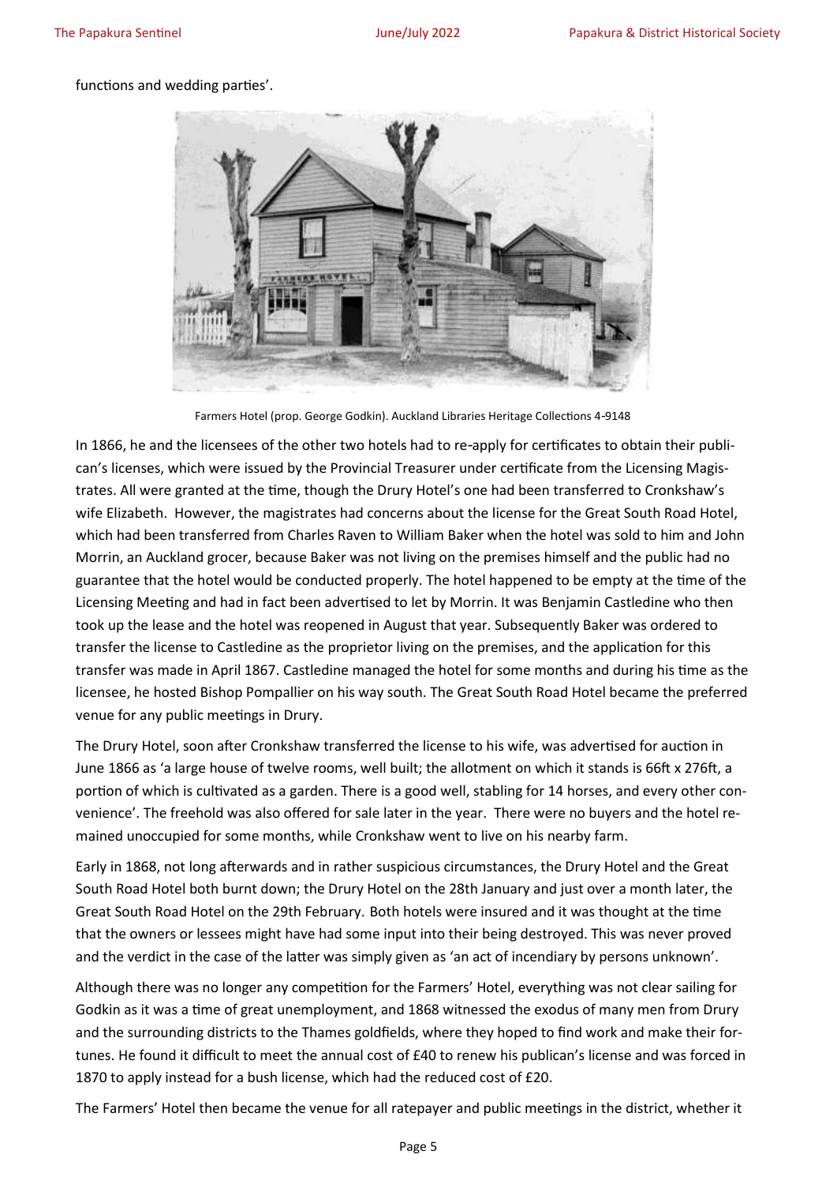functions and wedding parties'.

Farmers Hotel (prop. George Godkin). Auckland Libraries Heritage Collections 4-9148

In 1866, he and the licensees of the other two hotels had to re-apply for certificates to obtain their publican's licenses, which were issued by the Provincial Treasurer under certificate from the Licensing Magistrates. All were granted at the time, though the Drury Hotel's one had been transferred to Cronkshaw's wife Elizabeth. However, the magistrates had concerns about the license for the Great South Road Hotel, which had been transferred from Charles Raven to William Baker when the hotel was sold to him and John Morrin, an Auckland grocer, because Baker was not living on the premises himself and the public had no guarantee that the hotel would be conducted properly. The hotel happened to be empty at the time of the Licensing Meeting and had in fact been advertised to let by Morrin. It was Benjamin Castledine who then took up the lease and the hotel was reopened in August that year. Subsequently Baker was ordered to transfer the license to Castledine as the proprietor living on the premises, and the application for this transfer was made in April 1867. Castledine managed the hotel for some months and during his time as the licensee, he hosted Bishop Pompallier on his way south. The Great South Road Hotel became the preferred venue for any public meetings in Drury.

The Drury Hotel, soon after Cronkshaw transferred the license to his wife, was advertised for auction in June 1866 as 'a large house of twelve rooms, well built; the allotment on which it stands is 66ft x 276ft, a portion of which is cultivated as a garden. There is a good well, stabling for 14 horses, and every other convenience'. The freehold was also offered for sale later in the year. There were no buyers and the hotel remained unoccupied for some months, while Cronkshaw went to live on his nearby farm.

Early in 1868, not long afterwards and in rather suspicious circumstances, the Drury Hotel and the Great South Road Hotel both burnt down; the Drury Hotel on the 28th January and just over a month later, the Great South Road Hotel on the 29th February. Both hotels were insured and it was thought at the time that the owners or lessees might have had some input into their being destroyed. This was never proved and the verdict in the case of the latter was simply given as 'an act of incendiary by persons unknown'.

Although there was no longer any competition for the Farmers' Hotel, everything was not clear sailing for Godkin as it was a time of great unemployment, and 1868 witnessed the exodus of many men from Drury and the surrounding districts to the Thames goldfields, where they hoped to find work and make their fortunes. He found it difficult to meet the annual cost of £40 to renew his publican's license and was forced in 1870 to apply instead for a bush license, which had the reduced cost of £20.

The Farmers' Hotel then became the venue for all ratepayer and public meetings in the district, whether it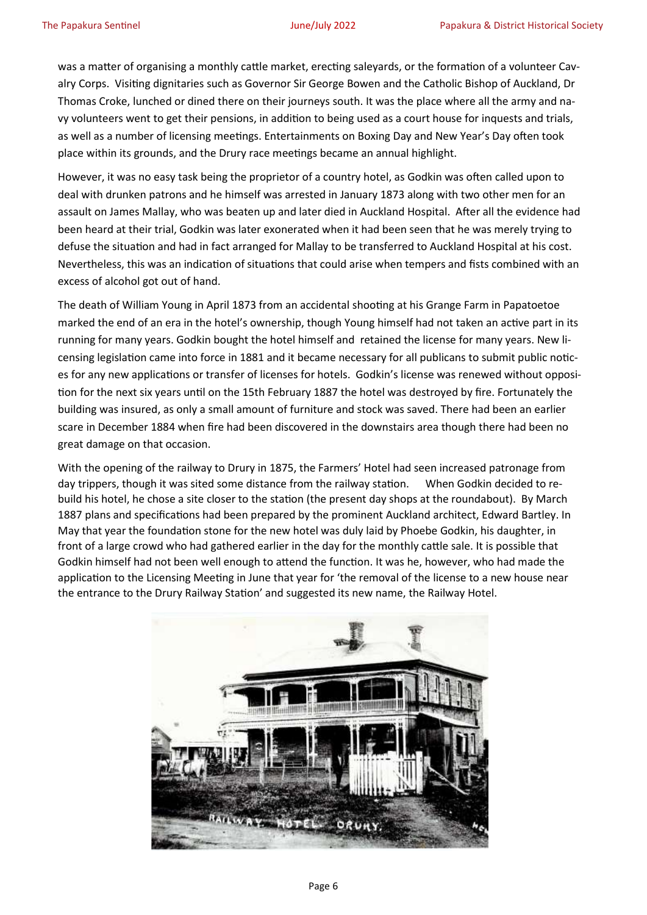was a matter of organising a monthly cattle market, erecting saleyards, or the formation of a volunteer Cavalry Corps. Visiting dignitaries such as Governor Sir George Bowen and the Catholic Bishop of Auckland, Dr Thomas Croke, lunched or dined there on their journeys south. It was the place where all the army and navy volunteers went to get their pensions, in addition to being used as a court house for inquests and trials, as well as a number of licensing meetings. Entertainments on Boxing Day and New Year's Day often took place within its grounds, and the Drury race meetings became an annual highlight.

However, it was no easy task being the proprietor of a country hotel, as Godkin was often called upon to deal with drunken patrons and he himself was arrested in January 1873 along with two other men for an assault on James Mallay, who was beaten up and later died in Auckland Hospital. After all the evidence had been heard at their trial, Godkin was later exonerated when it had been seen that he was merely trying to defuse the situation and had in fact arranged for Mallay to be transferred to Auckland Hospital at his cost. Nevertheless, this was an indication of situations that could arise when tempers and fists combined with an excess of alcohol got out of hand.

The death of William Young in April 1873 from an accidental shooting at his Grange Farm in Papatoetoe marked the end of an era in the hotel's ownership, though Young himself had not taken an active part in its running for many years. Godkin bought the hotel himself and retained the license for many years. New licensing legislation came into force in 1881 and it became necessary for all publicans to submit public notices for any new applications or transfer of licenses for hotels. Godkin's license was renewed without opposition for the next six years until on the 15th February 1887 the hotel was destroyed by fire. Fortunately the building was insured, as only a small amount of furniture and stock was saved. There had been an earlier scare in December 1884 when fire had been discovered in the downstairs area though there had been no great damage on that occasion.

With the opening of the railway to Drury in 1875, the Farmers' Hotel had seen increased patronage from day trippers, though it was sited some distance from the railway station. When Godkin decided to rebuild his hotel, he chose a site closer to the station (the present day shops at the roundabout). By March 1887 plans and specifications had been prepared by the prominent Auckland architect, Edward Bartley. In May that year the foundation stone for the new hotel was duly laid by Phoebe Godkin, his daughter, in front of a large crowd who had gathered earlier in the day for the monthly cattle sale. It is possible that Godkin himself had not been well enough to attend the function. It was he, however, who had made the application to the Licensing Meeting in June that year for 'the removal of the license to a new house near the entrance to the Drury Railway Station' and suggested its new name, the Railway Hotel.

RAILWAY HOTEL. DRURY.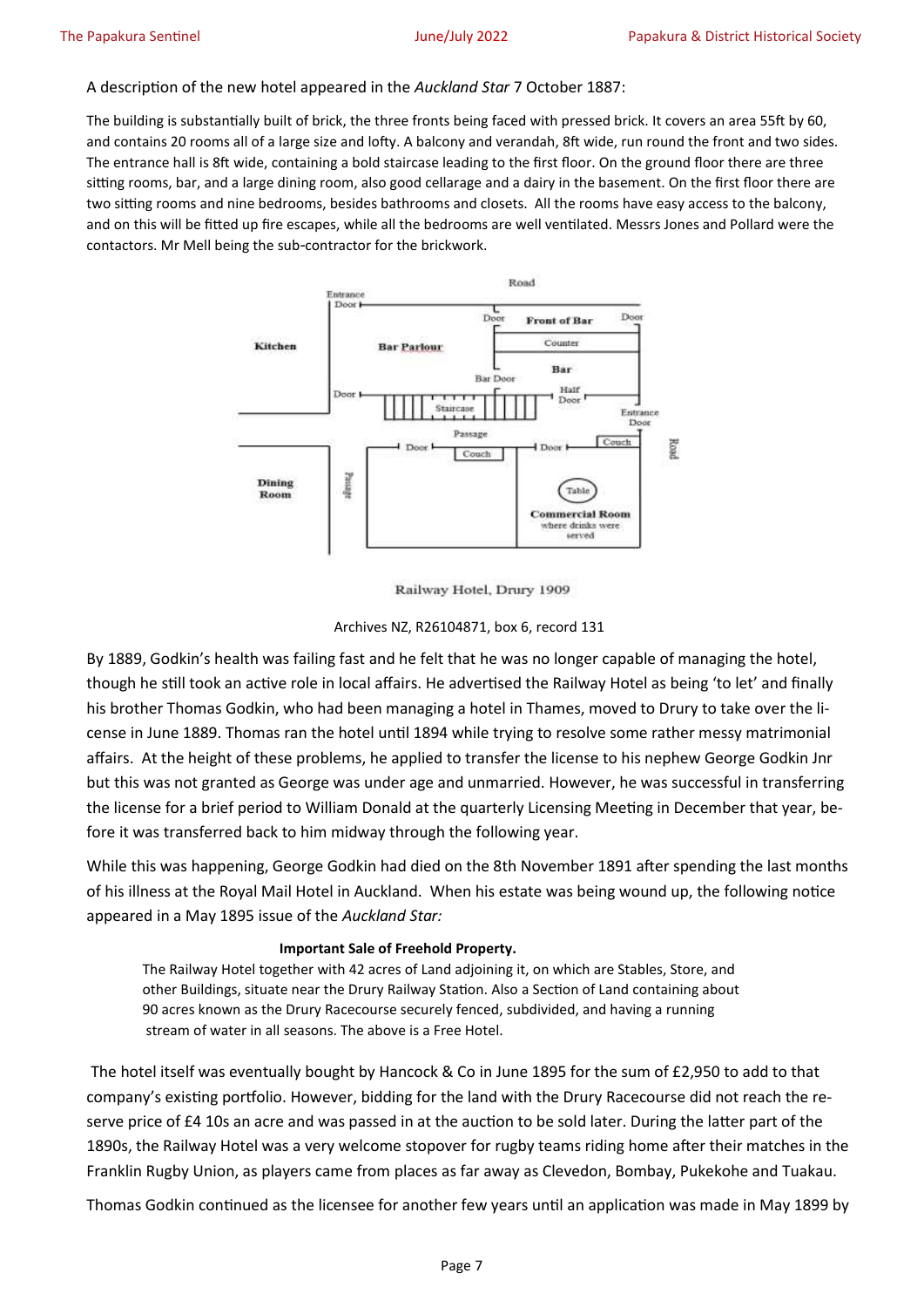A description of the new hotel appeared in the *Auckland Star* 7 October 1887:

The building is substantially built of brick, the three fronts being faced with pressed brick. It covers an area 55ft by 60, and contains 20 rooms all of a large size and lofty. A balcony and verandah, 8ft wide, run round the front and two sides. The entrance hall is 8ft wide, containing a bold staircase leading to the first floor. On the ground floor there are three sitting rooms, bar, and a large dining room, also good cellarage and a dairy in the basement. On the first floor there are two sitting rooms and nine bedrooms, besides bathrooms and closets. All the rooms have easy access to the balcony, and on this will be fitted up fire escapes, while all the bedrooms are well ventilated. Messrs Jones and Pollard were the contactors. Mr Mell being the sub-contractor for the brickwork.

Road

Entrance Door

Kitchen

Bar Parlour

Door

Front of Bar

Door

Counter

Bar

Bar Door

Door

Staircase

Half Door

Entrance Door

Passage

Door

Couch

Door

Couch

Road

Dining Room

Passage

Table

Commercial Room where drinks were served

Railway Hotel, Drury 1909

Archives NZ, R26104871, box 6, record 131

By 1889, Godkin's health was failing fast and he felt that he was no longer capable of managing the hotel, though he still took an active role in local affairs. He advertised the Railway Hotel as being 'to let' and finally his brother Thomas Godkin, who had been managing a hotel in Thames, moved to Drury to take over the license in June 1889. Thomas ran the hotel until 1894 while trying to resolve some rather messy matrimonial affairs. At the height of these problems, he applied to transfer the license to his nephew George Godkin Jnr but this was not granted as George was under age and unmarried. However, he was successful in transferring the license for a brief period to William Donald at the quarterly Licensing Meeting in December that year, before it was transferred back to him midway through the following year.

While this was happening, George Godkin had died on the 8th November 1891 after spending the last months of his illness at the Royal Mail Hotel in Auckland. When his estate was being wound up, the following notice appeared in a May 1895 issue of the *Auckland Star:*

> **Important Sale of Freehold Property.**
>
> The Railway Hotel together with 42 acres of Land adjoining it, on which are Stables, Store, and other Buildings, situate near the Drury Railway Station. Also a Section of Land containing about 90 acres known as the Drury Racecourse securely fenced, subdivided, and having a running stream of water in all seasons. The above is a Free Hotel.

The hotel itself was eventually bought by Hancock & Co in June 1895 for the sum of £2,950 to add to that company's existing portfolio. However, bidding for the land with the Drury Racecourse did not reach the reserve price of £4 10s an acre and was passed in at the auction to be sold later. During the latter part of the 1890s, the Railway Hotel was a very welcome stopover for rugby teams riding home after their matches in the Franklin Rugby Union, as players came from places as far away as Clevedon, Bombay, Pukekohe and Tuakau.

Thomas Godkin continued as the licensee for another few years until an application was made in May 1899 by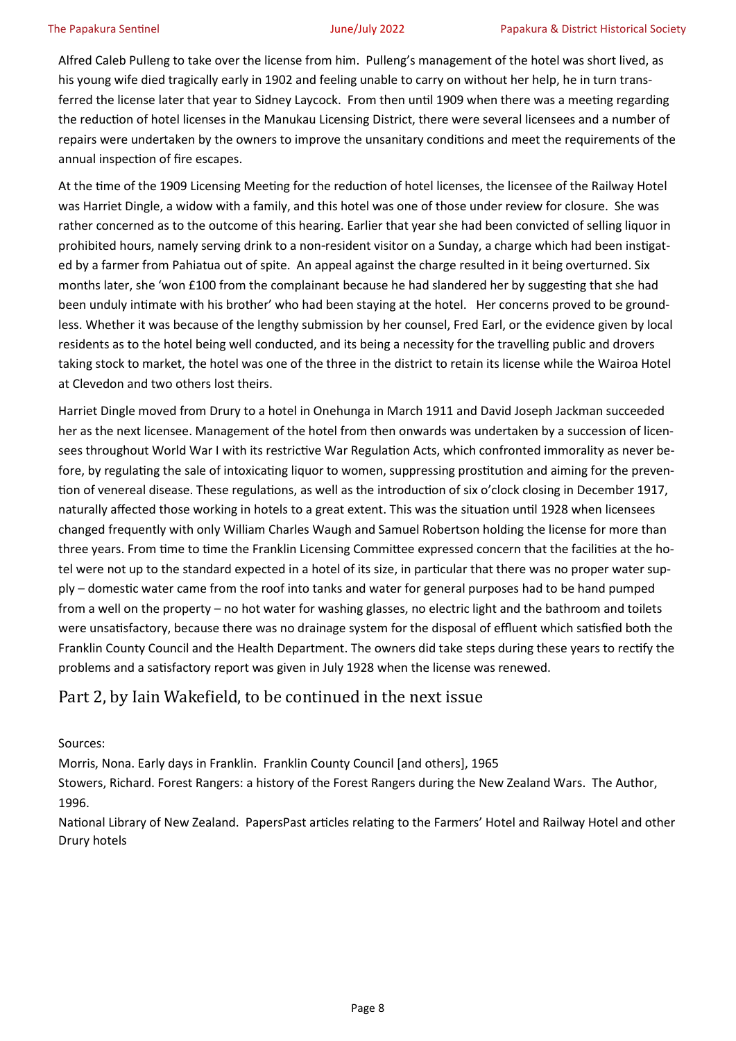Alfred Caleb Pulleng to take over the license from him. Pulleng's management of the hotel was short lived, as his young wife died tragically early in 1902 and feeling unable to carry on without her help, he in turn transferred the license later that year to Sidney Laycock. From then until 1909 when there was a meeting regarding the reduction of hotel licenses in the Manukau Licensing District, there were several licensees and a number of repairs were undertaken by the owners to improve the unsanitary conditions and meet the requirements of the annual inspection of fire escapes.

At the time of the 1909 Licensing Meeting for the reduction of hotel licenses, the licensee of the Railway Hotel was Harriet Dingle, a widow with a family, and this hotel was one of those under review for closure. She was rather concerned as to the outcome of this hearing. Earlier that year she had been convicted of selling liquor in prohibited hours, namely serving drink to a non-resident visitor on a Sunday, a charge which had been instigated by a farmer from Pahiatua out of spite. An appeal against the charge resulted in it being overturned. Six months later, she 'won £100 from the complainant because he had slandered her by suggesting that she had been unduly intimate with his brother' who had been staying at the hotel. Her concerns proved to be groundless. Whether it was because of the lengthy submission by her counsel, Fred Earl, or the evidence given by local residents as to the hotel being well conducted, and its being a necessity for the travelling public and drovers taking stock to market, the hotel was one of the three in the district to retain its license while the Wairoa Hotel at Clevedon and two others lost theirs.

Harriet Dingle moved from Drury to a hotel in Onehunga in March 1911 and David Joseph Jackman succeeded her as the next licensee. Management of the hotel from then onwards was undertaken by a succession of licensees throughout World War I with its restrictive War Regulation Acts, which confronted immorality as never before, by regulating the sale of intoxicating liquor to women, suppressing prostitution and aiming for the prevention of venereal disease. These regulations, as well as the introduction of six o'clock closing in December 1917, naturally affected those working in hotels to a great extent. This was the situation until 1928 when licensees changed frequently with only William Charles Waugh and Samuel Robertson holding the license for more than three years. From time to time the Franklin Licensing Committee expressed concern that the facilities at the hotel were not up to the standard expected in a hotel of its size, in particular that there was no proper water supply – domestic water came from the roof into tanks and water for general purposes had to be hand pumped from a well on the property – no hot water for washing glasses, no electric light and the bathroom and toilets were unsatisfactory, because there was no drainage system for the disposal of effluent which satisfied both the Franklin County Council and the Health Department. The owners did take steps during these years to rectify the problems and a satisfactory report was given in July 1928 when the license was renewed.

## Part 2, by Iain Wakefield, to be continued in the next issue

Sources:

Morris, Nona. Early days in Franklin. Franklin County Council [and others], 1965

Stowers, Richard. Forest Rangers: a history of the Forest Rangers during the New Zealand Wars. The Author, 1996.

National Library of New Zealand. PapersPast articles relating to the Farmers' Hotel and Railway Hotel and other Drury hotels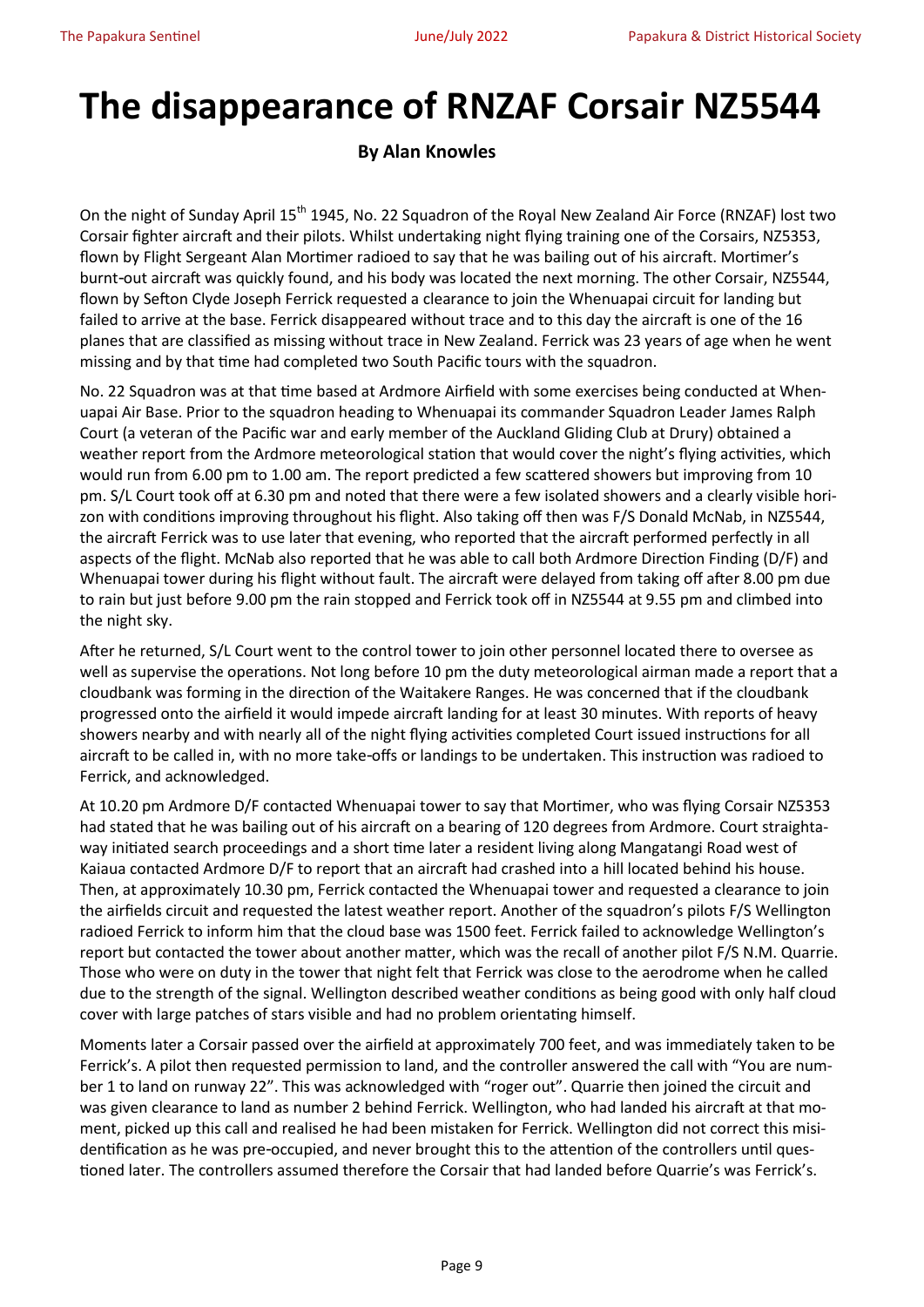# The disappearance of RNZAF Corsair NZ5544

**By Alan Knowles**

On the night of Sunday April 15th 1945, No. 22 Squadron of the Royal New Zealand Air Force (RNZAF) lost two Corsair fighter aircraft and their pilots. Whilst undertaking night flying training one of the Corsairs, NZ5353, flown by Flight Sergeant Alan Mortimer radioed to say that he was bailing out of his aircraft. Mortimer's burnt-out aircraft was quickly found, and his body was located the next morning. The other Corsair, NZ5544, flown by Sefton Clyde Joseph Ferrick requested a clearance to join the Whenuapai circuit for landing but failed to arrive at the base. Ferrick disappeared without trace and to this day the aircraft is one of the 16 planes that are classified as missing without trace in New Zealand. Ferrick was 23 years of age when he went missing and by that time had completed two South Pacific tours with the squadron.

No. 22 Squadron was at that time based at Ardmore Airfield with some exercises being conducted at Whenuapai Air Base. Prior to the squadron heading to Whenuapai its commander Squadron Leader James Ralph Court (a veteran of the Pacific war and early member of the Auckland Gliding Club at Drury) obtained a weather report from the Ardmore meteorological station that would cover the night's flying activities, which would run from 6.00 pm to 1.00 am. The report predicted a few scattered showers but improving from 10 pm. S/L Court took off at 6.30 pm and noted that there were a few isolated showers and a clearly visible horizon with conditions improving throughout his flight. Also taking off then was F/S Donald McNab, in NZ5544, the aircraft Ferrick was to use later that evening, who reported that the aircraft performed perfectly in all aspects of the flight. McNab also reported that he was able to call both Ardmore Direction Finding (D/F) and Whenuapai tower during his flight without fault. The aircraft were delayed from taking off after 8.00 pm due to rain but just before 9.00 pm the rain stopped and Ferrick took off in NZ5544 at 9.55 pm and climbed into the night sky.

After he returned, S/L Court went to the control tower to join other personnel located there to oversee as well as supervise the operations. Not long before 10 pm the duty meteorological airman made a report that a cloudbank was forming in the direction of the Waitakere Ranges. He was concerned that if the cloudbank progressed onto the airfield it would impede aircraft landing for at least 30 minutes. With reports of heavy showers nearby and with nearly all of the night flying activities completed Court issued instructions for all aircraft to be called in, with no more take-offs or landings to be undertaken. This instruction was radioed to Ferrick, and acknowledged.

At 10.20 pm Ardmore D/F contacted Whenuapai tower to say that Mortimer, who was flying Corsair NZ5353 had stated that he was bailing out of his aircraft on a bearing of 120 degrees from Ardmore. Court straightaway initiated search proceedings and a short time later a resident living along Mangatangi Road west of Kaiaua contacted Ardmore D/F to report that an aircraft had crashed into a hill located behind his house. Then, at approximately 10.30 pm, Ferrick contacted the Whenuapai tower and requested a clearance to join the airfields circuit and requested the latest weather report. Another of the squadron's pilots F/S Wellington radioed Ferrick to inform him that the cloud base was 1500 feet. Ferrick failed to acknowledge Wellington's report but contacted the tower about another matter, which was the recall of another pilot F/S N.M. Quarrie. Those who were on duty in the tower that night felt that Ferrick was close to the aerodrome when he called due to the strength of the signal. Wellington described weather conditions as being good with only half cloud cover with large patches of stars visible and had no problem orientating himself.

Moments later a Corsair passed over the airfield at approximately 700 feet, and was immediately taken to be Ferrick's. A pilot then requested permission to land, and the controller answered the call with "You are number 1 to land on runway 22". This was acknowledged with "roger out". Quarrie then joined the circuit and was given clearance to land as number 2 behind Ferrick. Wellington, who had landed his aircraft at that moment, picked up this call and realised he had been mistaken for Ferrick. Wellington did not correct this misidentification as he was pre-occupied, and never brought this to the attention of the controllers until questioned later. The controllers assumed therefore the Corsair that had landed before Quarrie's was Ferrick's.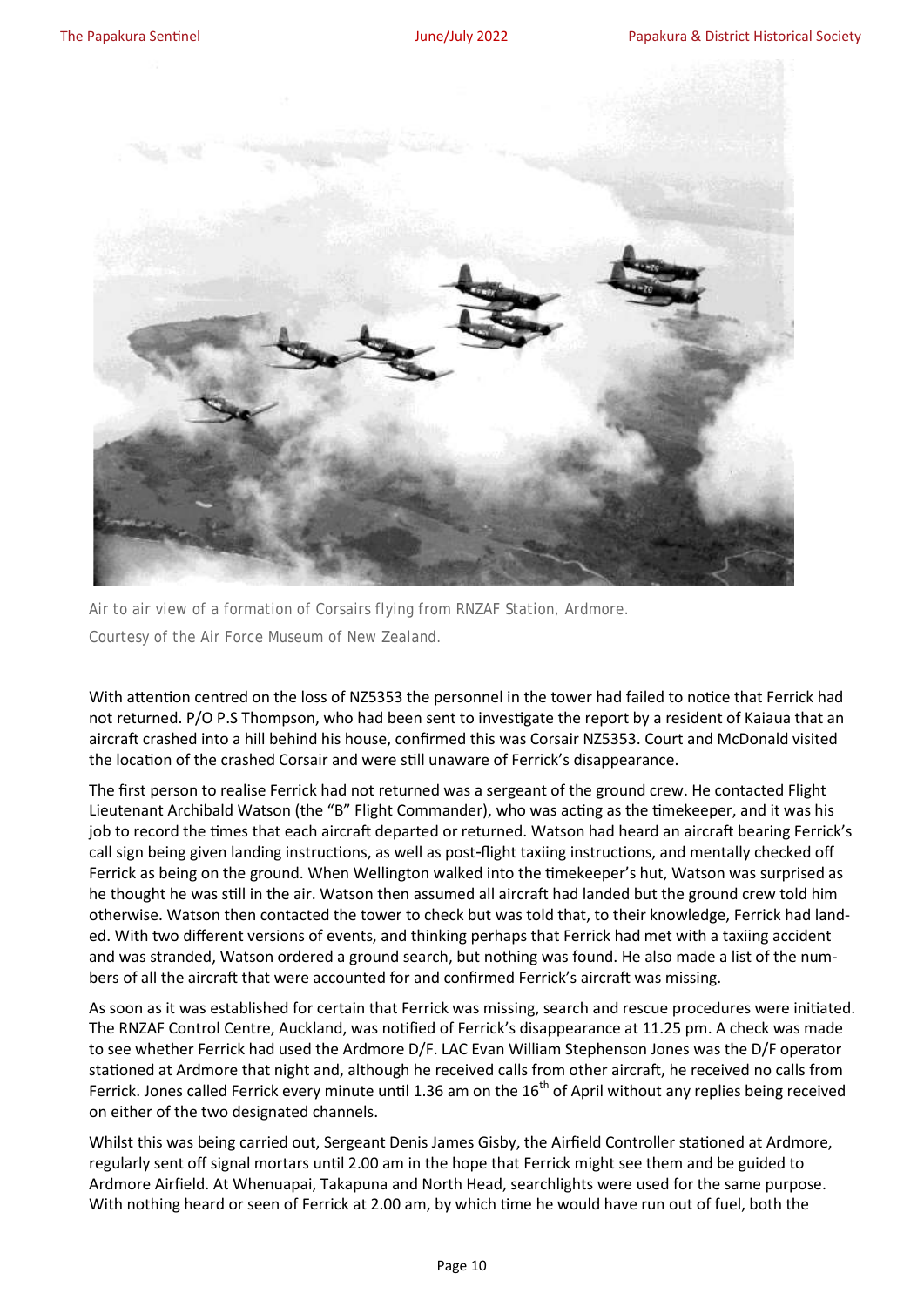Air to air view of a formation of Corsairs flying from RNZAF Station, Ardmore.

Courtesy of the Air Force Museum of New Zealand.

With attention centred on the loss of NZ5353 the personnel in the tower had failed to notice that Ferrick had not returned. P/O P.S Thompson, who had been sent to investigate the report by a resident of Kaiaua that an aircraft crashed into a hill behind his house, confirmed this was Corsair NZ5353. Court and McDonald visited the location of the crashed Corsair and were still unaware of Ferrick's disappearance.

The first person to realise Ferrick had not returned was a sergeant of the ground crew. He contacted Flight Lieutenant Archibald Watson (the "B" Flight Commander), who was acting as the timekeeper, and it was his job to record the times that each aircraft departed or returned. Watson had heard an aircraft bearing Ferrick's call sign being given landing instructions, as well as post-flight taxiing instructions, and mentally checked off Ferrick as being on the ground. When Wellington walked into the timekeeper's hut, Watson was surprised as he thought he was still in the air. Watson then assumed all aircraft had landed but the ground crew told him otherwise. Watson then contacted the tower to check but was told that, to their knowledge, Ferrick had landed. With two different versions of events, and thinking perhaps that Ferrick had met with a taxiing accident and was stranded, Watson ordered a ground search, but nothing was found. He also made a list of the numbers of all the aircraft that were accounted for and confirmed Ferrick's aircraft was missing.

As soon as it was established for certain that Ferrick was missing, search and rescue procedures were initiated. The RNZAF Control Centre, Auckland, was notified of Ferrick's disappearance at 11.25 pm. A check was made to see whether Ferrick had used the Ardmore D/F. LAC Evan William Stephenson Jones was the D/F operator stationed at Ardmore that night and, although he received calls from other aircraft, he received no calls from Ferrick. Jones called Ferrick every minute until 1.36 am on the 16th of April without any replies being received on either of the two designated channels.

Whilst this was being carried out, Sergeant Denis James Gisby, the Airfield Controller stationed at Ardmore, regularly sent off signal mortars until 2.00 am in the hope that Ferrick might see them and be guided to Ardmore Airfield. At Whenuapai, Takapuna and North Head, searchlights were used for the same purpose. With nothing heard or seen of Ferrick at 2.00 am, by which time he would have run out of fuel, both the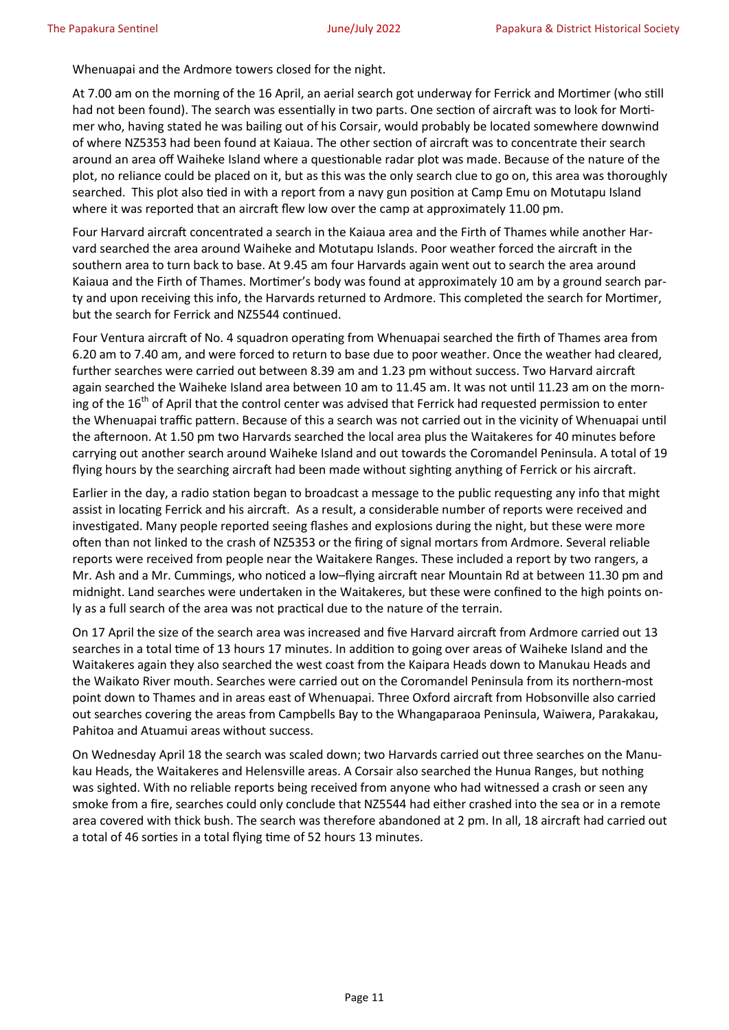Whenuapai and the Ardmore towers closed for the night.

At 7.00 am on the morning of the 16 April, an aerial search got underway for Ferrick and Mortimer (who still had not been found). The search was essentially in two parts. One section of aircraft was to look for Mortimer who, having stated he was bailing out of his Corsair, would probably be located somewhere downwind of where NZ5353 had been found at Kaiaua. The other section of aircraft was to concentrate their search around an area off Waiheke Island where a questionable radar plot was made. Because of the nature of the plot, no reliance could be placed on it, but as this was the only search clue to go on, this area was thoroughly searched. This plot also tied in with a report from a navy gun position at Camp Emu on Motutapu Island where it was reported that an aircraft flew low over the camp at approximately 11.00 pm.

Four Harvard aircraft concentrated a search in the Kaiaua area and the Firth of Thames while another Harvard searched the area around Waiheke and Motutapu Islands. Poor weather forced the aircraft in the southern area to turn back to base. At 9.45 am four Harvards again went out to search the area around Kaiaua and the Firth of Thames. Mortimer's body was found at approximately 10 am by a ground search party and upon receiving this info, the Harvards returned to Ardmore. This completed the search for Mortimer, but the search for Ferrick and NZ5544 continued.

Four Ventura aircraft of No. 4 squadron operating from Whenuapai searched the firth of Thames area from 6.20 am to 7.40 am, and were forced to return to base due to poor weather. Once the weather had cleared, further searches were carried out between 8.39 am and 1.23 pm without success. Two Harvard aircraft again searched the Waiheke Island area between 10 am to 11.45 am. It was not until 11.23 am on the morning of the 16th of April that the control center was advised that Ferrick had requested permission to enter the Whenuapai traffic pattern. Because of this a search was not carried out in the vicinity of Whenuapai until the afternoon. At 1.50 pm two Harvards searched the local area plus the Waitakeres for 40 minutes before carrying out another search around Waiheke Island and out towards the Coromandel Peninsula. A total of 19 flying hours by the searching aircraft had been made without sighting anything of Ferrick or his aircraft.

Earlier in the day, a radio station began to broadcast a message to the public requesting any info that might assist in locating Ferrick and his aircraft. As a result, a considerable number of reports were received and investigated. Many people reported seeing flashes and explosions during the night, but these were more often than not linked to the crash of NZ5353 or the firing of signal mortars from Ardmore. Several reliable reports were received from people near the Waitakere Ranges. These included a report by two rangers, a Mr. Ash and a Mr. Cummings, who noticed a low–flying aircraft near Mountain Rd at between 11.30 pm and midnight. Land searches were undertaken in the Waitakeres, but these were confined to the high points only as a full search of the area was not practical due to the nature of the terrain.

On 17 April the size of the search area was increased and five Harvard aircraft from Ardmore carried out 13 searches in a total time of 13 hours 17 minutes. In addition to going over areas of Waiheke Island and the Waitakeres again they also searched the west coast from the Kaipara Heads down to Manukau Heads and the Waikato River mouth. Searches were carried out on the Coromandel Peninsula from its northern-most point down to Thames and in areas east of Whenuapai. Three Oxford aircraft from Hobsonville also carried out searches covering the areas from Campbells Bay to the Whangaparaoa Peninsula, Waiwera, Parakakau, Pahitoa and Atuamui areas without success.

On Wednesday April 18 the search was scaled down; two Harvards carried out three searches on the Manukau Heads, the Waitakeres and Helensville areas. A Corsair also searched the Hunua Ranges, but nothing was sighted. With no reliable reports being received from anyone who had witnessed a crash or seen any smoke from a fire, searches could only conclude that NZ5544 had either crashed into the sea or in a remote area covered with thick bush. The search was therefore abandoned at 2 pm. In all, 18 aircraft had carried out a total of 46 sorties in a total flying time of 52 hours 13 minutes.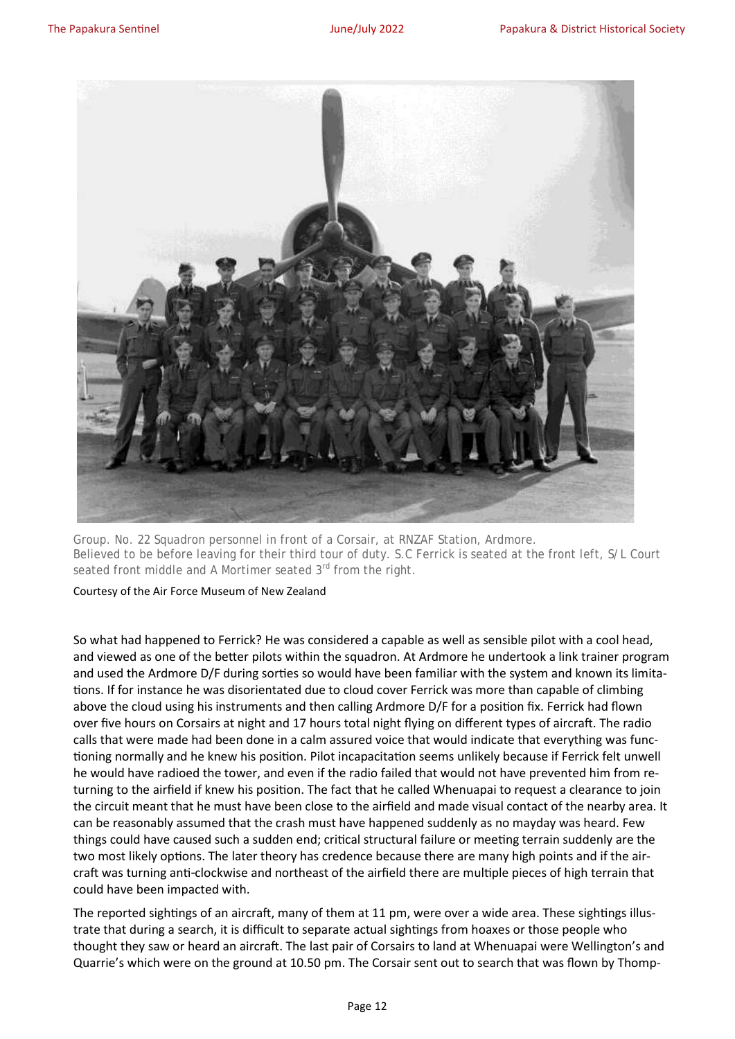Group. No. 22 Squadron personnel in front of a Corsair, at RNZAF Station, Ardmore.
Believed to be before leaving for their third tour of duty. S.C Ferrick is seated at the front left, S/L Court seated front middle and A Mortimer seated 3rd from the right.

Courtesy of the Air Force Museum of New Zealand

So what had happened to Ferrick? He was considered a capable as well as sensible pilot with a cool head, and viewed as one of the better pilots within the squadron. At Ardmore he undertook a link trainer program and used the Ardmore D/F during sorties so would have been familiar with the system and known its limitations. If for instance he was disorientated due to cloud cover Ferrick was more than capable of climbing above the cloud using his instruments and then calling Ardmore D/F for a position fix. Ferrick had flown over five hours on Corsairs at night and 17 hours total night flying on different types of aircraft. The radio calls that were made had been done in a calm assured voice that would indicate that everything was functioning normally and he knew his position. Pilot incapacitation seems unlikely because if Ferrick felt unwell he would have radioed the tower, and even if the radio failed that would not have prevented him from returning to the airfield if knew his position. The fact that he called Whenuapai to request a clearance to join the circuit meant that he must have been close to the airfield and made visual contact of the nearby area. It can be reasonably assumed that the crash must have happened suddenly as no mayday was heard. Few things could have caused such a sudden end; critical structural failure or meeting terrain suddenly are the two most likely options. The later theory has credence because there are many high points and if the aircraft was turning anti-clockwise and northeast of the airfield there are multiple pieces of high terrain that could have been impacted with.

The reported sightings of an aircraft, many of them at 11 pm, were over a wide area. These sightings illustrate that during a search, it is difficult to separate actual sightings from hoaxes or those people who thought they saw or heard an aircraft. The last pair of Corsairs to land at Whenuapai were Wellington's and Quarrie's which were on the ground at 10.50 pm. The Corsair sent out to search that was flown by Thomp-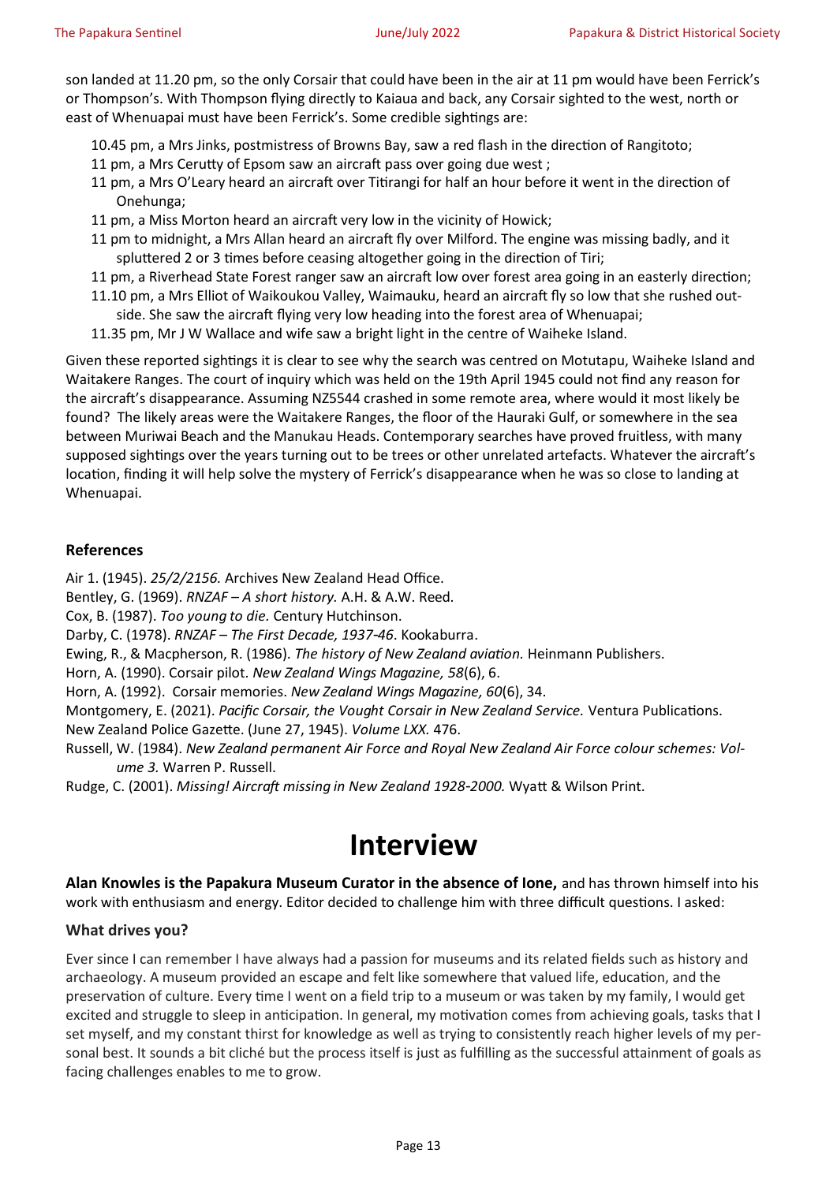son landed at 11.20 pm, so the only Corsair that could have been in the air at 11 pm would have been Ferrick's or Thompson's. With Thompson flying directly to Kaiaua and back, any Corsair sighted to the west, north or east of Whenuapai must have been Ferrick's. Some credible sightings are:

- 10.45 pm, a Mrs Jinks, postmistress of Browns Bay, saw a red flash in the direction of Rangitoto;
- 11 pm, a Mrs Cerutty of Epsom saw an aircraft pass over going due west ;
- 11 pm, a Mrs O'Leary heard an aircraft over Titirangi for half an hour before it went in the direction of Onehunga;
- 11 pm, a Miss Morton heard an aircraft very low in the vicinity of Howick;
- 11 pm to midnight, a Mrs Allan heard an aircraft fly over Milford. The engine was missing badly, and it spluttered 2 or 3 times before ceasing altogether going in the direction of Tiri;
- 11 pm, a Riverhead State Forest ranger saw an aircraft low over forest area going in an easterly direction;
- 11.10 pm, a Mrs Elliot of Waikoukou Valley, Waimauku, heard an aircraft fly so low that she rushed outside. She saw the aircraft flying very low heading into the forest area of Whenuapai;
- 11.35 pm, Mr J W Wallace and wife saw a bright light in the centre of Waiheke Island.

Given these reported sightings it is clear to see why the search was centred on Motutapu, Waiheke Island and Waitakere Ranges. The court of inquiry which was held on the 19th April 1945 could not find any reason for the aircraft's disappearance. Assuming NZ5544 crashed in some remote area, where would it most likely be found? The likely areas were the Waitakere Ranges, the floor of the Hauraki Gulf, or somewhere in the sea between Muriwai Beach and the Manukau Heads. Contemporary searches have proved fruitless, with many supposed sightings over the years turning out to be trees or other unrelated artefacts. Whatever the aircraft's location, finding it will help solve the mystery of Ferrick's disappearance when he was so close to landing at Whenuapai.

### References

Air 1. (1945). *25/2/2156.* Archives New Zealand Head Office.

Bentley, G. (1969). *RNZAF – A short history.* A.H. & A.W. Reed.

Cox, B. (1987). *Too young to die.* Century Hutchinson.

Darby, C. (1978). *RNZAF – The First Decade, 1937-46*. Kookaburra.

Ewing, R., & Macpherson, R. (1986). *The history of New Zealand aviation.* Heinmann Publishers.

Horn, A. (1990). Corsair pilot. *New Zealand Wings Magazine, 58*(6), 6.

Horn, A. (1992). Corsair memories. *New Zealand Wings Magazine, 60*(6), 34.

Montgomery, E. (2021). *Pacific Corsair, the Vought Corsair in New Zealand Service.* Ventura Publications.

New Zealand Police Gazette. (June 27, 1945). *Volume LXX.* 476.

Russell, W. (1984). *New Zealand permanent Air Force and Royal New Zealand Air Force colour schemes: Volume 3.* Warren P. Russell.

Rudge, C. (2001). *Missing! Aircraft missing in New Zealand 1928-2000.* Wyatt & Wilson Print.

# Interview

**Alan Knowles is the Papakura Museum Curator in the absence of Ione,** and has thrown himself into his work with enthusiasm and energy. Editor decided to challenge him with three difficult questions. I asked:

### What drives you?

Ever since I can remember I have always had a passion for museums and its related fields such as history and archaeology. A museum provided an escape and felt like somewhere that valued life, education, and the preservation of culture. Every time I went on a field trip to a museum or was taken by my family, I would get excited and struggle to sleep in anticipation. In general, my motivation comes from achieving goals, tasks that I set myself, and my constant thirst for knowledge as well as trying to consistently reach higher levels of my personal best. It sounds a bit cliché but the process itself is just as fulfilling as the successful attainment of goals as facing challenges enables to me to grow.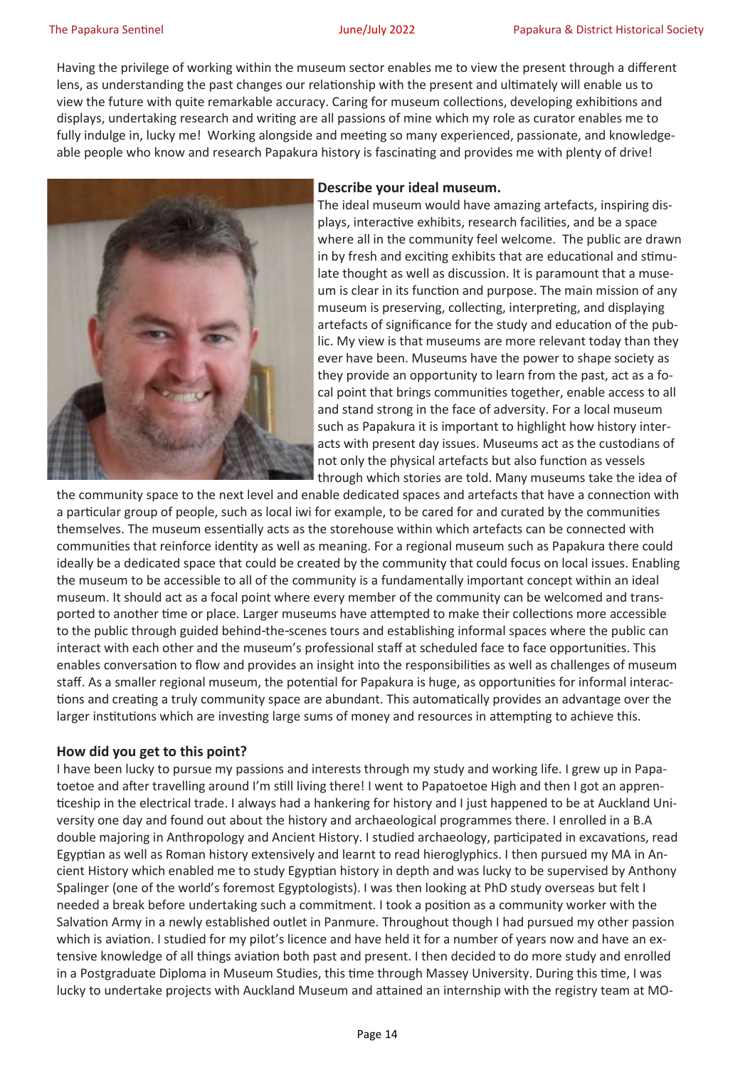Having the privilege of working within the museum sector enables me to view the present through a different lens, as understanding the past changes our relationship with the present and ultimately will enable us to view the future with quite remarkable accuracy. Caring for museum collections, developing exhibitions and displays, undertaking research and writing are all passions of mine which my role as curator enables me to fully indulge in, lucky me! Working alongside and meeting so many experienced, passionate, and knowledgeable people who know and research Papakura history is fascinating and provides me with plenty of drive!

**Describe your ideal museum.**

The ideal museum would have amazing artefacts, inspiring displays, interactive exhibits, research facilities, and be a space where all in the community feel welcome. The public are drawn in by fresh and exciting exhibits that are educational and stimulate thought as well as discussion. It is paramount that a museum is clear in its function and purpose. The main mission of any museum is preserving, collecting, interpreting, and displaying artefacts of significance for the study and education of the public. My view is that museums are more relevant today than they ever have been. Museums have the power to shape society as they provide an opportunity to learn from the past, act as a focal point that brings communities together, enable access to all and stand strong in the face of adversity. For a local museum such as Papakura it is important to highlight how history interacts with present day issues. Museums act as the custodians of not only the physical artefacts but also function as vessels through which stories are told. Many museums take the idea of the community space to the next level and enable dedicated spaces and artefacts that have a connection with a particular group of people, such as local iwi for example, to be cared for and curated by the communities themselves. The museum essentially acts as the storehouse within which artefacts can be connected with communities that reinforce identity as well as meaning. For a regional museum such as Papakura there could ideally be a dedicated space that could be created by the community that could focus on local issues. Enabling the museum to be accessible to all of the community is a fundamentally important concept within an ideal museum. It should act as a focal point where every member of the community can be welcomed and transported to another time or place. Larger museums have attempted to make their collections more accessible to the public through guided behind-the-scenes tours and establishing informal spaces where the public can interact with each other and the museum's professional staff at scheduled face to face opportunities. This enables conversation to flow and provides an insight into the responsibilities as well as challenges of museum staff. As a smaller regional museum, the potential for Papakura is huge, as opportunities for informal interactions and creating a truly community space are abundant. This automatically provides an advantage over the larger institutions which are investing large sums of money and resources in attempting to achieve this.

**How did you get to this point?**

I have been lucky to pursue my passions and interests through my study and working life. I grew up in Papatoetoe and after travelling around I'm still living there! I went to Papatoetoe High and then I got an apprenticeship in the electrical trade. I always had a hankering for history and I just happened to be at Auckland University one day and found out about the history and archaeological programmes there. I enrolled in a B.A double majoring in Anthropology and Ancient History. I studied archaeology, participated in excavations, read Egyptian as well as Roman history extensively and learnt to read hieroglyphics. I then pursued my MA in Ancient History which enabled me to study Egyptian history in depth and was lucky to be supervised by Anthony Spalinger (one of the world's foremost Egyptologists). I was then looking at PhD study overseas but felt I needed a break before undertaking such a commitment. I took a position as a community worker with the Salvation Army in a newly established outlet in Panmure. Throughout though I had pursued my other passion which is aviation. I studied for my pilot's licence and have held it for a number of years now and have an extensive knowledge of all things aviation both past and present. I then decided to do more study and enrolled in a Postgraduate Diploma in Museum Studies, this time through Massey University. During this time, I was lucky to undertake projects with Auckland Museum and attained an internship with the registry team at MO-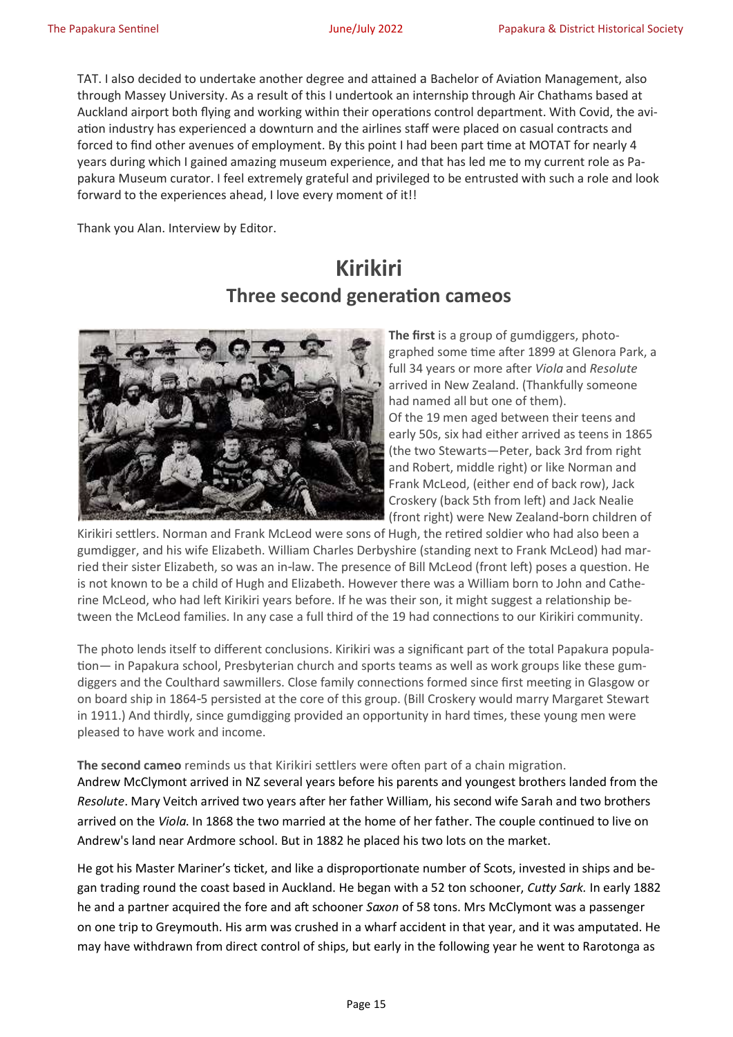TAT. I also decided to undertake another degree and attained a Bachelor of Aviation Management, also through Massey University. As a result of this I undertook an internship through Air Chathams based at Auckland airport both flying and working within their operations control department. With Covid, the aviation industry has experienced a downturn and the airlines staff were placed on casual contracts and forced to find other avenues of employment. By this point I had been part time at MOTAT for nearly 4 years during which I gained amazing museum experience, and that has led me to my current role as Papakura Museum curator. I feel extremely grateful and privileged to be entrusted with such a role and look forward to the experiences ahead, I love every moment of it!!

Thank you Alan. Interview by Editor.

# Kirikiri

## Three second generation cameos

**The first** is a group of gumdiggers, photographed some time after 1899 at Glenora Park, a full 34 years or more after *Viola* and *Resolute* arrived in New Zealand. (Thankfully someone had named all but one of them).
Of the 19 men aged between their teens and early 50s, six had either arrived as teens in 1865 (the two Stewarts—Peter, back 3rd from right and Robert, middle right) or like Norman and Frank McLeod, (either end of back row), Jack Croskery (back 5th from left) and Jack Nealie (front right) were New Zealand-born children of Kirikiri settlers. Norman and Frank McLeod were sons of Hugh, the retired soldier who had also been a gumdigger, and his wife Elizabeth. William Charles Derbyshire (standing next to Frank McLeod) had married their sister Elizabeth, so was an in-law. The presence of Bill McLeod (front left) poses a question. He is not known to be a child of Hugh and Elizabeth. However there was a William born to John and Catherine McLeod, who had left Kirikiri years before. If he was their son, it might suggest a relationship between the McLeod families. In any case a full third of the 19 had connections to our Kirikiri community.

The photo lends itself to different conclusions. Kirikiri was a significant part of the total Papakura population— in Papakura school, Presbyterian church and sports teams as well as work groups like these gumdiggers and the Coulthard sawmillers. Close family connections formed since first meeting in Glasgow or on board ship in 1864-5 persisted at the core of this group. (Bill Croskery would marry Margaret Stewart in 1911.) And thirdly, since gumdigging provided an opportunity in hard times, these young men were pleased to have work and income.

**The second cameo** reminds us that Kirikiri settlers were often part of a chain migration.
Andrew McClymont arrived in NZ several years before his parents and youngest brothers landed from the *Resolute*. Mary Veitch arrived two years after her father William, his second wife Sarah and two brothers arrived on the *Viola*. In 1868 the two married at the home of her father. The couple continued to live on Andrew's land near Ardmore school. But in 1882 he placed his two lots on the market.

He got his Master Mariner's ticket, and like a disproportionate number of Scots, invested in ships and began trading round the coast based in Auckland. He began with a 52 ton schooner, *Cutty Sark.* In early 1882 he and a partner acquired the fore and aft schooner *Saxon* of 58 tons. Mrs McClymont was a passenger on one trip to Greymouth. His arm was crushed in a wharf accident in that year, and it was amputated. He may have withdrawn from direct control of ships, but early in the following year he went to Rarotonga as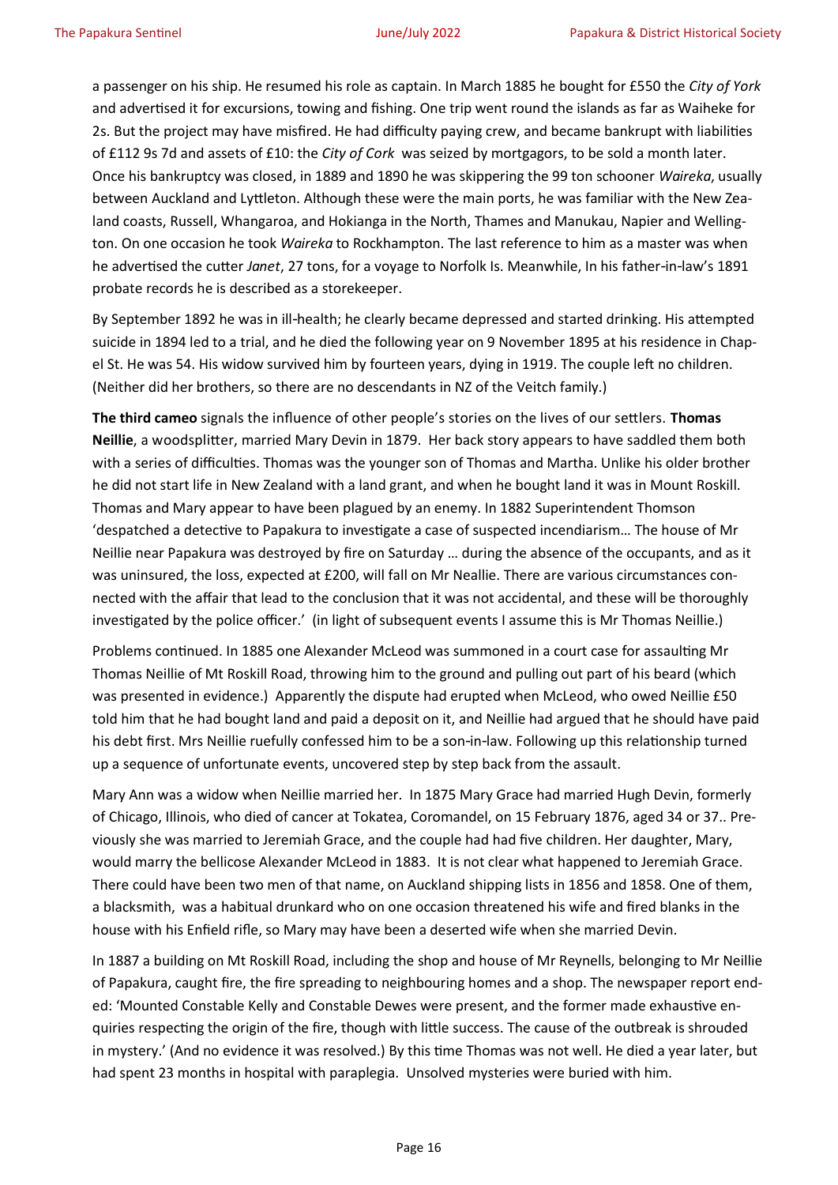a passenger on his ship. He resumed his role as captain. In March 1885 he bought for £550 the *City of York* and advertised it for excursions, towing and fishing. One trip went round the islands as far as Waiheke for 2s. But the project may have misfired. He had difficulty paying crew, and became bankrupt with liabilities of £112 9s 7d and assets of £10: the *City of Cork* was seized by mortgagors, to be sold a month later. Once his bankruptcy was closed, in 1889 and 1890 he was skippering the 99 ton schooner *Waireka*, usually between Auckland and Lyttleton. Although these were the main ports, he was familiar with the New Zealand coasts, Russell, Whangaroa, and Hokianga in the North, Thames and Manukau, Napier and Wellington. On one occasion he took *Waireka* to Rockhampton. The last reference to him as a master was when he advertised the cutter *Janet*, 27 tons, for a voyage to Norfolk Is. Meanwhile, In his father-in-law's 1891 probate records he is described as a storekeeper.

By September 1892 he was in ill-health; he clearly became depressed and started drinking. His attempted suicide in 1894 led to a trial, and he died the following year on 9 November 1895 at his residence in Chapel St. He was 54. His widow survived him by fourteen years, dying in 1919. The couple left no children. (Neither did her brothers, so there are no descendants in NZ of the Veitch family.)

**The third cameo** signals the influence of other people's stories on the lives of our settlers. **Thomas Neillie**, a woodsplitter, married Mary Devin in 1879. Her back story appears to have saddled them both with a series of difficulties. Thomas was the younger son of Thomas and Martha. Unlike his older brother he did not start life in New Zealand with a land grant, and when he bought land it was in Mount Roskill. Thomas and Mary appear to have been plagued by an enemy. In 1882 Superintendent Thomson 'despatched a detective to Papakura to investigate a case of suspected incendiarism… The house of Mr Neillie near Papakura was destroyed by fire on Saturday … during the absence of the occupants, and as it was uninsured, the loss, expected at £200, will fall on Mr Nealie. There are various circumstances connected with the affair that lead to the conclusion that it was not accidental, and these will be thoroughly investigated by the police officer.' (in light of subsequent events I assume this is Mr Thomas Neillie.)

Problems continued. In 1885 one Alexander McLeod was summoned in a court case for assaulting Mr Thomas Neillie of Mt Roskill Road, throwing him to the ground and pulling out part of his beard (which was presented in evidence.) Apparently the dispute had erupted when McLeod, who owed Neillie £50 told him that he had bought land and paid a deposit on it, and Neillie had argued that he should have paid his debt first. Mrs Neillie ruefully confessed him to be a son-in-law. Following up this relationship turned up a sequence of unfortunate events, uncovered step by step back from the assault.

Mary Ann was a widow when Neillie married her. In 1875 Mary Grace had married Hugh Devin, formerly of Chicago, Illinois, who died of cancer at Tokatea, Coromandel, on 15 February 1876, aged 34 or 37.. Previously she was married to Jeremiah Grace, and the couple had had five children. Her daughter, Mary, would marry the bellicose Alexander McLeod in 1883. It is not clear what happened to Jeremiah Grace. There could have been two men of that name, on Auckland shipping lists in 1856 and 1858. One of them, a blacksmith, was a habitual drunkard who on one occasion threatened his wife and fired blanks in the house with his Enfield rifle, so Mary may have been a deserted wife when she married Devin.

In 1887 a building on Mt Roskill Road, including the shop and house of Mr Reynells, belonging to Mr Neillie of Papakura, caught fire, the fire spreading to neighbouring homes and a shop. The newspaper report ended: 'Mounted Constable Kelly and Constable Dewes were present, and the former made exhaustive enquiries respecting the origin of the fire, though with little success. The cause of the outbreak is shrouded in mystery.' (And no evidence it was resolved.) By this time Thomas was not well. He died a year later, but had spent 23 months in hospital with paraplegia. Unsolved mysteries were buried with him.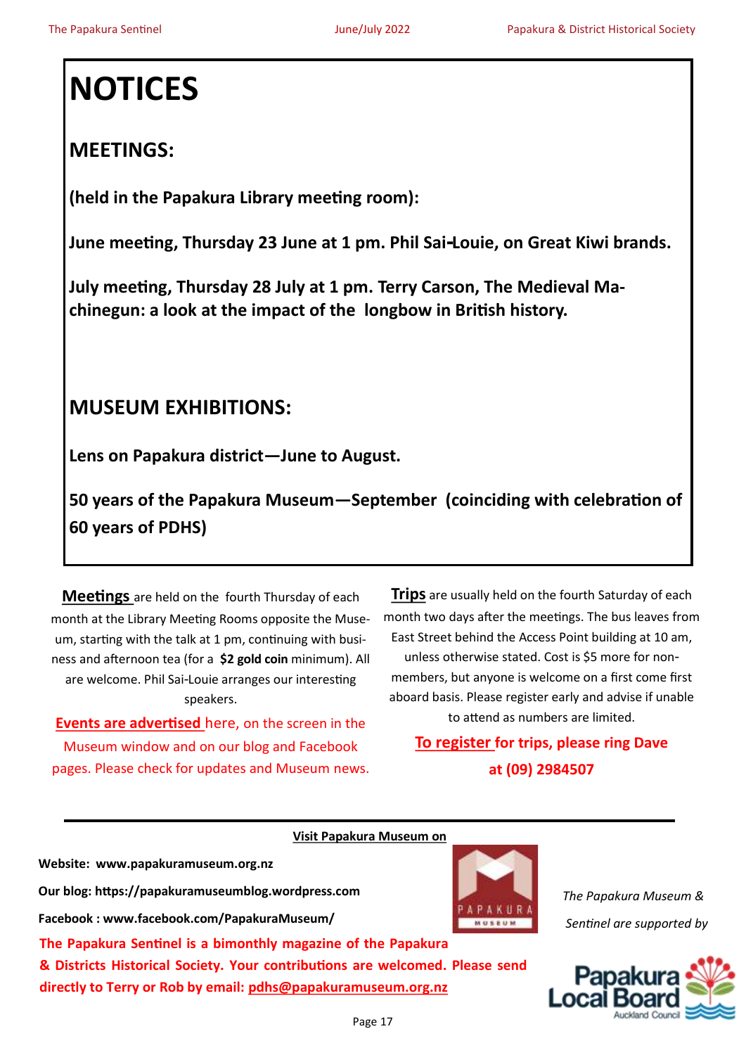# NOTICES

## MEETINGS:

**(held in the Papakura Library meeting room):**

**June meeting, Thursday 23 June at 1 pm. Phil Sai-Loule, on Great Kiwi brands.**

**July meeting, Thursday 28 July at 1 pm. Terry Carson, The Medieval Machinegun: a look at the impact of the longbow in British history.**

## MUSEUM EXHIBITIONS:

**Lens on Papakura district—June to August.**

**50 years of the Papakura Museum—September (coinciding with celebration of 60 years of PDHS)**

**Meetings** are held on the fourth Thursday of each month at the Library Meeting Rooms opposite the Museum, starting with the talk at 1 pm, continuing with business and afternoon tea (for a **$2 gold coin** minimum). All are welcome. Phil Sai-Louie arranges our interesting speakers.

**Events are advertised** here, on the screen in the Museum window and on our blog and Facebook pages. Please check for updates and Museum news.

**Trips** are usually held on the fourth Saturday of each month two days after the meetings. The bus leaves from East Street behind the Access Point building at 10 am, unless otherwise stated. Cost is $5 more for non-members, but anyone is welcome on a first come first aboard basis. Please register early and advise if unable to attend as numbers are limited.

**To register for trips, please ring Dave at (09) 2984507**

---

**Visit Papakura Museum on**

**Website: www.papakuramuseum.org.nz**

**Our blog: https://papakuramuseumblog.wordpress.com**

**Facebook : www.facebook.com/PapakuraMuseum/**

**The Papakura Sentinel is a bimonthly magazine of the Papakura & Districts Historical Society. Your contributions are welcomed. Please send directly to Terry or Rob by email: pdhs@papakuramuseum.org.nz**

PAPAKURA MUSEUM

*The Papakura Museum & Sentinel are supported by*

Papakura Local Board
Auckland Council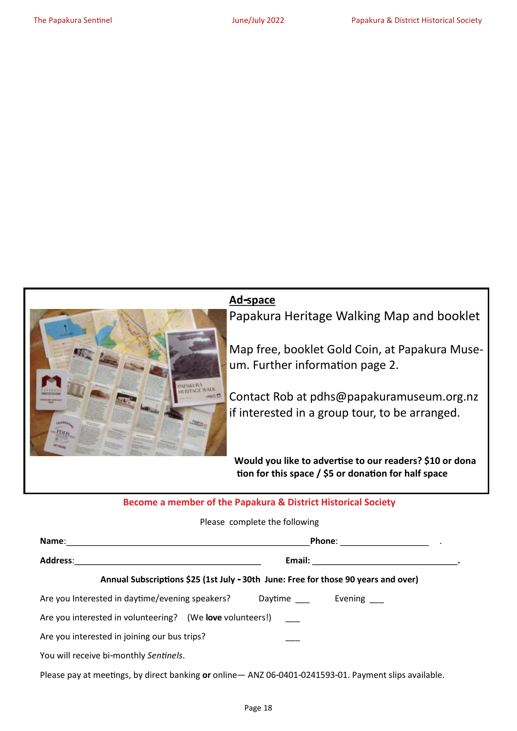**Ad-space**

Papakura Heritage Walking Map and booklet

Map free, booklet Gold Coin, at Papakura Museum. Further information page 2.

Contact Rob at pdhs@papakuramuseum.org.nz if interested in a group tour, to be arranged.

**Would you like to advertise to our readers? $10 or donation for this space / $5 or donation for half space**

## Become a member of the Papakura & District Historical Society

Please complete the following

**Name**:\_\_\_\_\_\_\_\_\_\_\_\_\_\_\_\_\_\_\_\_\_\_\_\_\_\_\_\_\_\_\_\_\_\_\_\_\_\_\_\_\_\_ **Phone**: \_\_\_\_\_\_\_\_\_\_\_\_\_\_\_\_\_ .

**Address**:\_\_\_\_\_\_\_\_\_\_\_\_\_\_\_\_\_\_\_\_\_\_\_\_\_\_\_\_\_\_\_\_\_\_\_\_ **Email:** \_\_\_\_\_\_\_\_\_\_\_\_\_\_\_\_\_\_\_\_\_\_\_\_\_\_\_\_**.**

**Annual Subscriptions $25 (1st July - 30th June: Free for those 90 years and over)**

Are you Interested in daytime/evening speakers? Daytime \_\_\_ Evening \_\_\_

Are you interested in volunteering? (We **love** volunteers!) \_\_\_

Are you interested in joining our bus trips? \_\_\_

You will receive bi-monthly *Sentinels*.

Please pay at meetings, by direct banking **or** online— ANZ 06-0401-0241593-01. Payment slips available.